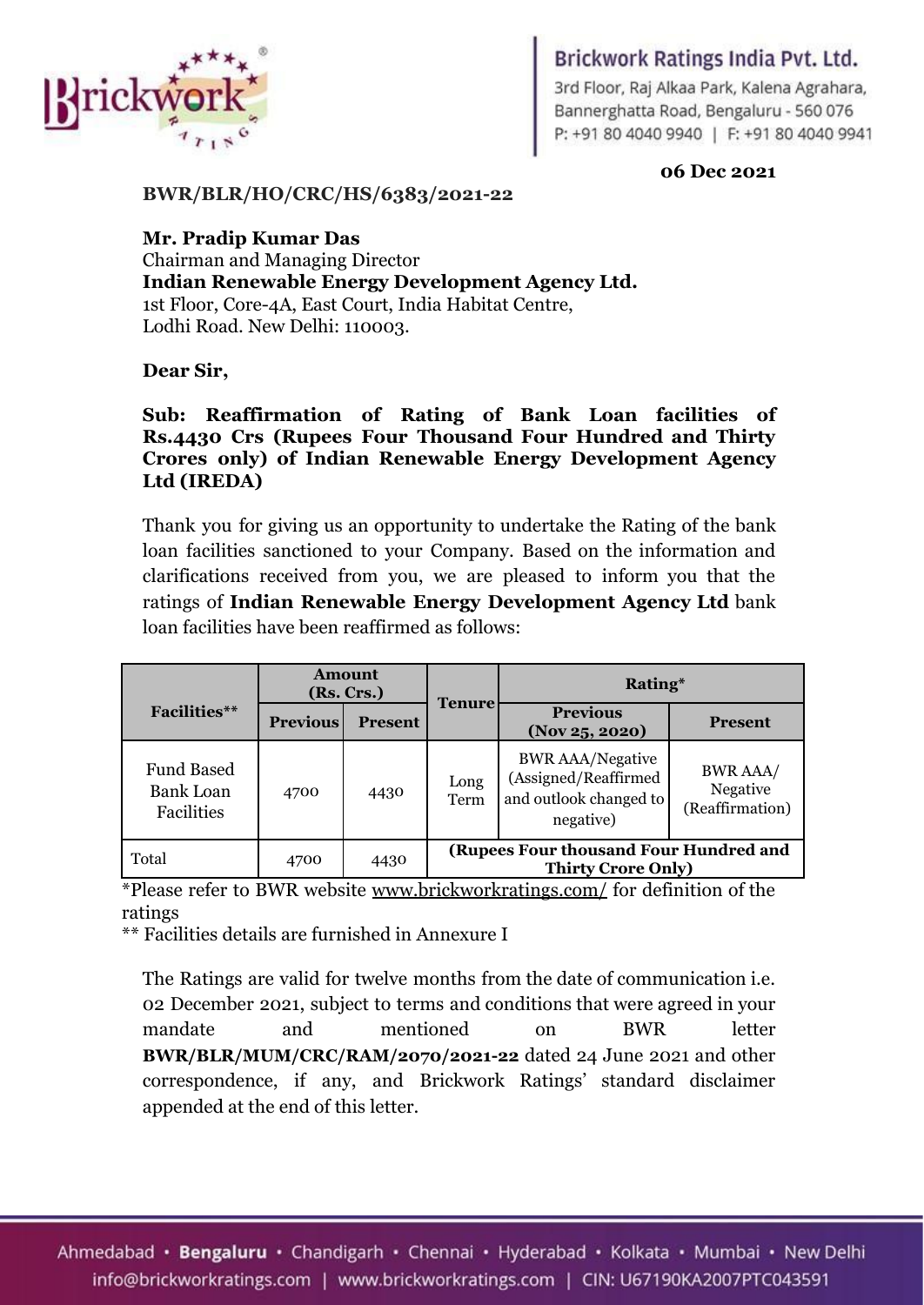**Brickwork Ratings India Pvt. Ltd.**
3rd Floor, Raj Alkaa Park, Kalena Agrahara,
Bannerghatta Road, Bengaluru - 560 076
P: +91 80 4040 9940 | F: +91 80 4040 9941

**06 Dec 2021**

**BWR/BLR/HO/CRC/HS/6383/2021-22**

**Mr. Pradip Kumar Das**
Chairman and Managing Director
**Indian Renewable Energy Development Agency Ltd.**
1st Floor, Core-4A, East Court, India Habitat Centre,
Lodhi Road. New Delhi: 110003.

**Dear Sir,**

**Sub: Reaffirmation of Rating of Bank Loan facilities of Rs.4430 Crs (Rupees Four Thousand Four Hundred and Thirty Crores only) of Indian Renewable Energy Development Agency Ltd (IREDA)**

Thank you for giving us an opportunity to undertake the Rating of the bank loan facilities sanctioned to your Company. Based on the information and clarifications received from you, we are pleased to inform you that the ratings of **Indian Renewable Energy Development Agency Ltd** bank loan facilities have been reaffirmed as follows:

| Facilities** | Amount (Rs. Crs.) | | Tenure | Rating* | |
|---|---|---|---|---|---|
| | Previous | Present | | Previous (Nov 25, 2020) | Present |
| Fund Based Bank Loan Facilities | 4700 | 4430 | Long Term | BWR AAA/Negative (Assigned/Reaffirmed and outlook changed to negative) | BWR AAA/ Negative (Reaffirmation) |
| Total | 4700 | 4430 | (Rupees Four thousand Four Hundred and Thirty Crore Only) | | |

*Please refer to BWR website www.brickworkratings.com/ for definition of the ratings

** Facilities details are furnished in Annexure I

The Ratings are valid for twelve months from the date of communication i.e. 02 December 2021, subject to terms and conditions that were agreed in your mandate and mentioned on BWR letter **BWR/BLR/MUM/CRC/RAM/2070/2021-22** dated 24 June 2021 and other correspondence, if any, and Brickwork Ratings' standard disclaimer appended at the end of this letter.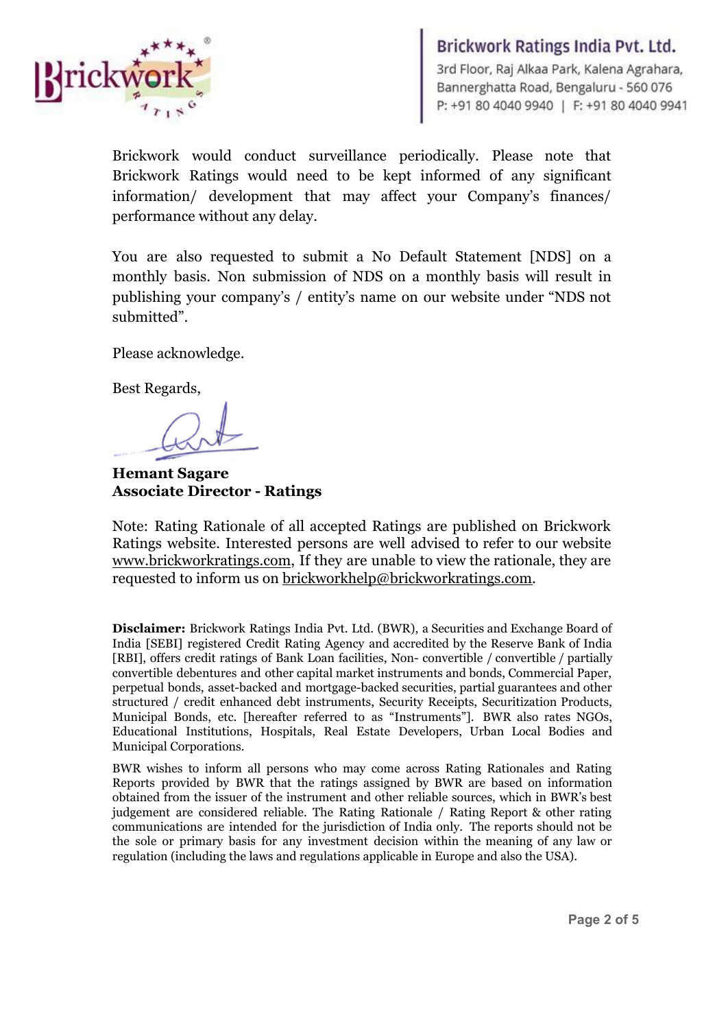Brickwork would conduct surveillance periodically. Please note that Brickwork Ratings would need to be kept informed of any significant information/ development that may affect your Company's finances/ performance without any delay.

You are also requested to submit a No Default Statement [NDS] on a monthly basis. Non submission of NDS on a monthly basis will result in publishing your company's / entity's name on our website under "NDS not submitted".

Please acknowledge.

Best Regards,

**Hemant Sagare**
**Associate Director - Ratings**

Note: Rating Rationale of all accepted Ratings are published on Brickwork Ratings website. Interested persons are well advised to refer to our website www.brickworkratings.com, If they are unable to view the rationale, they are requested to inform us on brickworkhelp@brickworkratings.com.

**Disclaimer:** Brickwork Ratings India Pvt. Ltd. (BWR), a Securities and Exchange Board of India [SEBI] registered Credit Rating Agency and accredited by the Reserve Bank of India [RBI], offers credit ratings of Bank Loan facilities, Non- convertible / convertible / partially convertible debentures and other capital market instruments and bonds, Commercial Paper, perpetual bonds, asset-backed and mortgage-backed securities, partial guarantees and other structured / credit enhanced debt instruments, Security Receipts, Securitization Products, Municipal Bonds, etc. [hereafter referred to as "Instruments"]. BWR also rates NGOs, Educational Institutions, Hospitals, Real Estate Developers, Urban Local Bodies and Municipal Corporations.

BWR wishes to inform all persons who may come across Rating Rationales and Rating Reports provided by BWR that the ratings assigned by BWR are based on information obtained from the issuer of the instrument and other reliable sources, which in BWR's best judgement are considered reliable. The Rating Rationale / Rating Report & other rating communications are intended for the jurisdiction of India only. The reports should not be the sole or primary basis for any investment decision within the meaning of any law or regulation (including the laws and regulations applicable in Europe and also the USA).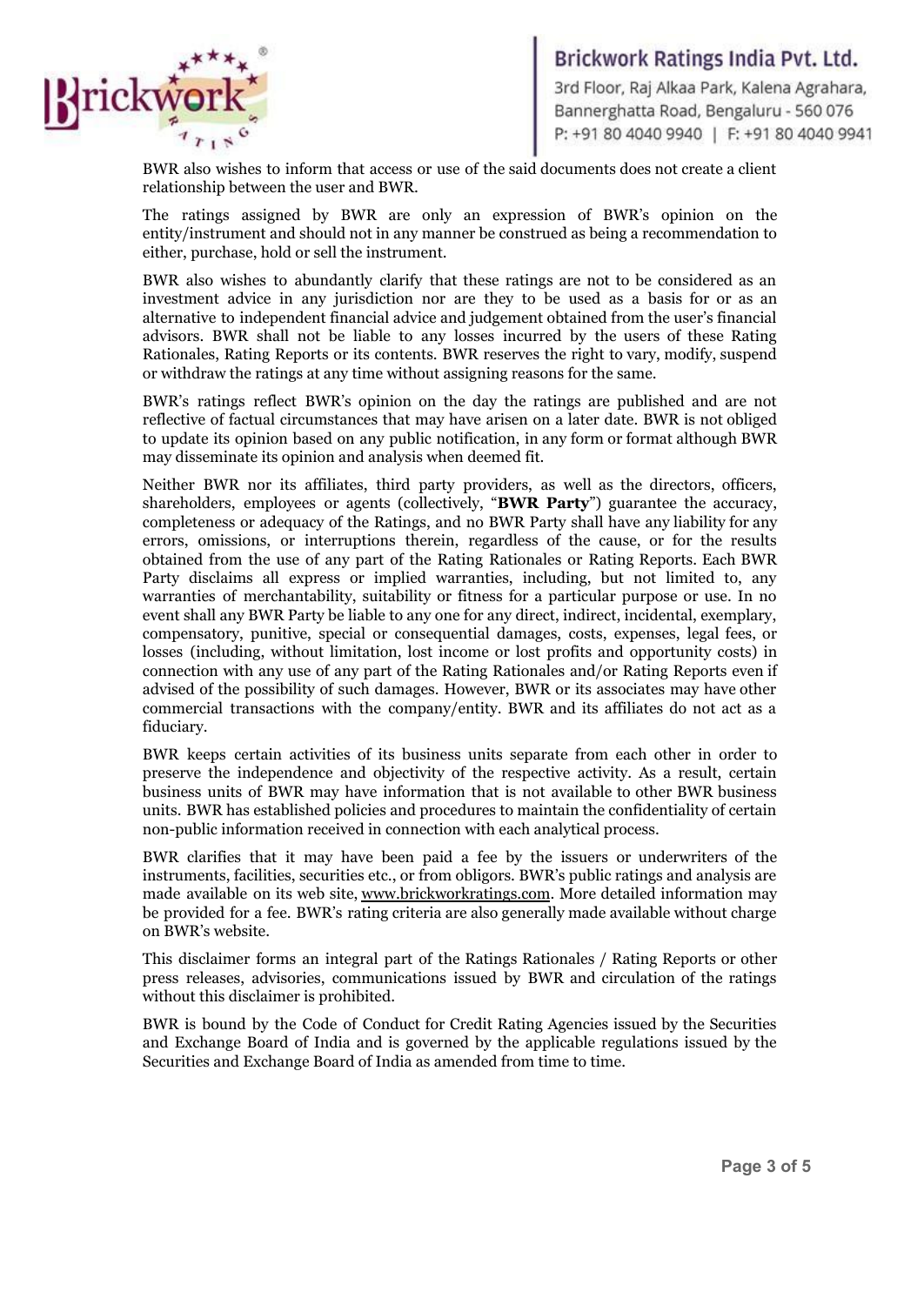BWR also wishes to inform that access or use of the said documents does not create a client relationship between the user and BWR.

The ratings assigned by BWR are only an expression of BWR's opinion on the entity/instrument and should not in any manner be construed as being a recommendation to either, purchase, hold or sell the instrument.

BWR also wishes to abundantly clarify that these ratings are not to be considered as an investment advice in any jurisdiction nor are they to be used as a basis for or as an alternative to independent financial advice and judgement obtained from the user's financial advisors. BWR shall not be liable to any losses incurred by the users of these Rating Rationales, Rating Reports or its contents. BWR reserves the right to vary, modify, suspend or withdraw the ratings at any time without assigning reasons for the same.

BWR's ratings reflect BWR's opinion on the day the ratings are published and are not reflective of factual circumstances that may have arisen on a later date. BWR is not obliged to update its opinion based on any public notification, in any form or format although BWR may disseminate its opinion and analysis when deemed fit.

Neither BWR nor its affiliates, third party providers, as well as the directors, officers, shareholders, employees or agents (collectively, "**BWR Party**") guarantee the accuracy, completeness or adequacy of the Ratings, and no BWR Party shall have any liability for any errors, omissions, or interruptions therein, regardless of the cause, or for the results obtained from the use of any part of the Rating Rationales or Rating Reports. Each BWR Party disclaims all express or implied warranties, including, but not limited to, any warranties of merchantability, suitability or fitness for a particular purpose or use. In no event shall any BWR Party be liable to any one for any direct, indirect, incidental, exemplary, compensatory, punitive, special or consequential damages, costs, expenses, legal fees, or losses (including, without limitation, lost income or lost profits and opportunity costs) in connection with any use of any part of the Rating Rationales and/or Rating Reports even if advised of the possibility of such damages. However, BWR or its associates may have other commercial transactions with the company/entity. BWR and its affiliates do not act as a fiduciary.

BWR keeps certain activities of its business units separate from each other in order to preserve the independence and objectivity of the respective activity. As a result, certain business units of BWR may have information that is not available to other BWR business units. BWR has established policies and procedures to maintain the confidentiality of certain non-public information received in connection with each analytical process.

BWR clarifies that it may have been paid a fee by the issuers or underwriters of the instruments, facilities, securities etc., or from obligors. BWR's public ratings and analysis are made available on its web site, www.brickworkratings.com. More detailed information may be provided for a fee. BWR's rating criteria are also generally made available without charge on BWR's website.

This disclaimer forms an integral part of the Ratings Rationales / Rating Reports or other press releases, advisories, communications issued by BWR and circulation of the ratings without this disclaimer is prohibited.

BWR is bound by the Code of Conduct for Credit Rating Agencies issued by the Securities and Exchange Board of India and is governed by the applicable regulations issued by the Securities and Exchange Board of India as amended from time to time.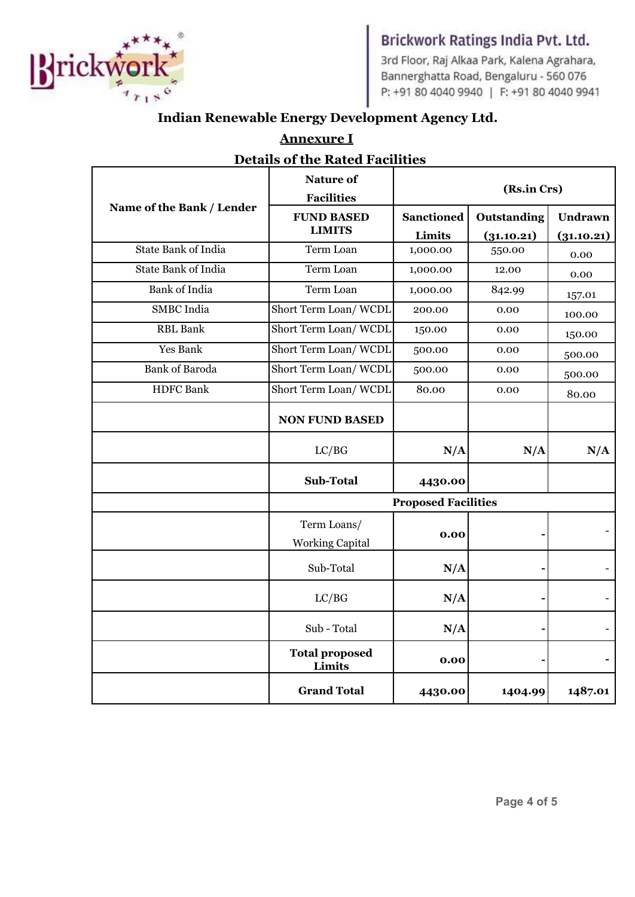## Indian Renewable Energy Development Agency Ltd.

### Annexure I

### Details of the Rated Facilities

| Name of the Bank / Lender | Nature of Facilities | (Rs.in Crs) | | |
|---|---|---|---|---|
| | **FUND BASED LIMITS** | **Sanctioned Limits** | **Outstanding (31.10.21)** | **Undrawn (31.10.21)** |
| State Bank of India | Term Loan | 1,000.00 | 550.00 | 0.00 |
| State Bank of India | Term Loan | 1,000.00 | 12.00 | 0.00 |
| Bank of India | Term Loan | 1,000.00 | 842.99 | 157.01 |
| SMBC India | Short Term Loan/ WCDL | 200.00 | 0.00 | 100.00 |
| RBL Bank | Short Term Loan/ WCDL | 150.00 | 0.00 | 150.00 |
| Yes Bank | Short Term Loan/ WCDL | 500.00 | 0.00 | 500.00 |
| Bank of Baroda | Short Term Loan/ WCDL | 500.00 | 0.00 | 500.00 |
| HDFC Bank | Short Term Loan/ WCDL | 80.00 | 0.00 | 80.00 |
| | **NON FUND BASED** | | | |
| | LC/BG | **N/A** | **N/A** | **N/A** |
| | **Sub-Total** | **4430.00** | | |
| | **Proposed Facilities** | | | |
| | Term Loans/ Working Capital | **0.00** | - | - |
| | Sub-Total | **N/A** | - | - |
| | LC/BG | **N/A** | - | - |
| | Sub - Total | **N/A** | - | - |
| | **Total proposed Limits** | **0.00** | - | - |
| | **Grand Total** | **4430.00** | **1404.99** | **1487.01** |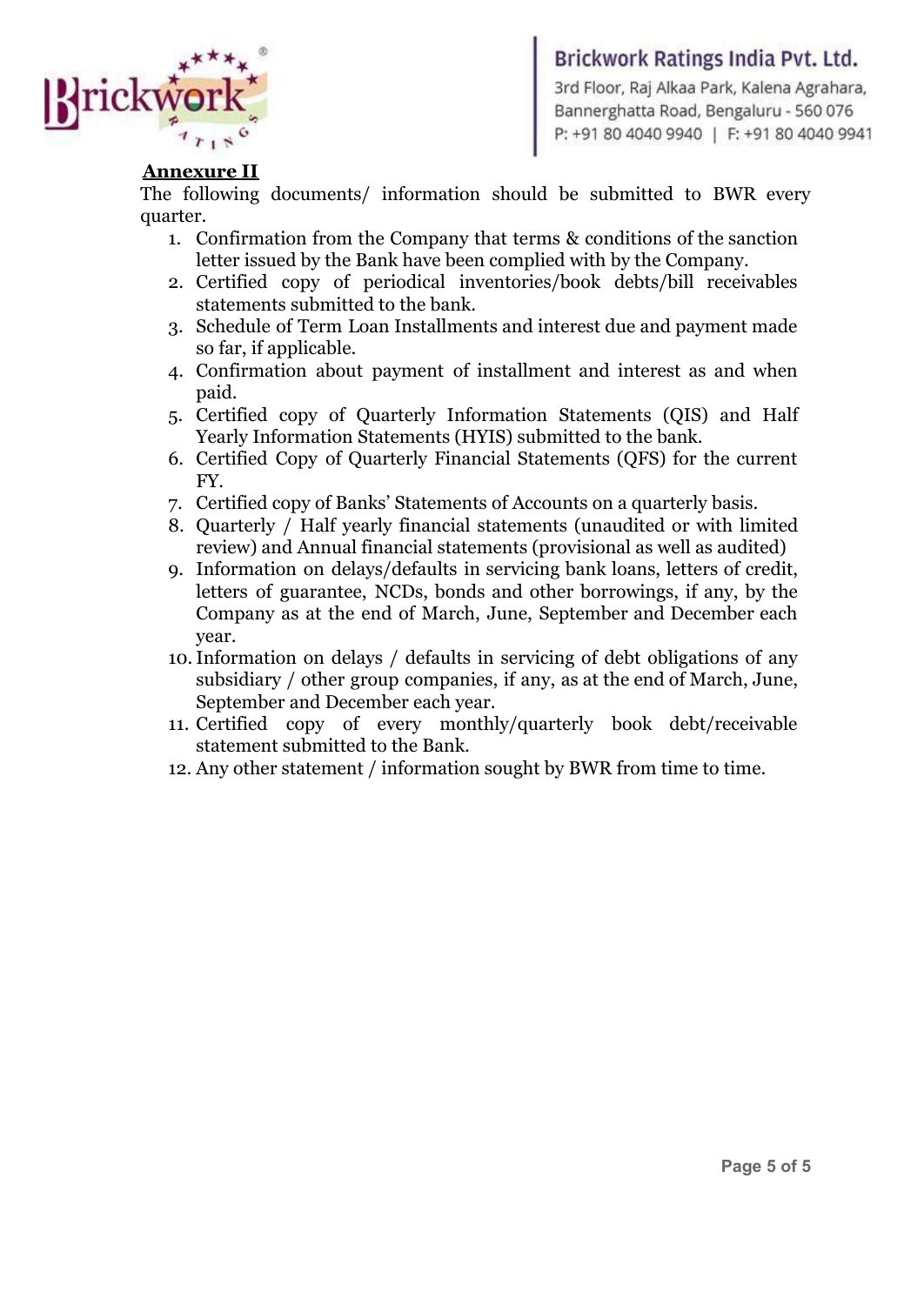**Annexure II**

The following documents/ information should be submitted to BWR every quarter.

1. Confirmation from the Company that terms & conditions of the sanction letter issued by the Bank have been complied with by the Company.
2. Certified copy of periodical inventories/book debts/bill receivables statements submitted to the bank.
3. Schedule of Term Loan Installments and interest due and payment made so far, if applicable.
4. Confirmation about payment of installment and interest as and when paid.
5. Certified copy of Quarterly Information Statements (QIS) and Half Yearly Information Statements (HYIS) submitted to the bank.
6. Certified Copy of Quarterly Financial Statements (QFS) for the current FY.
7. Certified copy of Banks' Statements of Accounts on a quarterly basis.
8. Quarterly / Half yearly financial statements (unaudited or with limited review) and Annual financial statements (provisional as well as audited)
9. Information on delays/defaults in servicing bank loans, letters of credit, letters of guarantee, NCDs, bonds and other borrowings, if any, by the Company as at the end of March, June, September and December each year.
10. Information on delays / defaults in servicing of debt obligations of any subsidiary / other group companies, if any, as at the end of March, June, September and December each year.
11. Certified copy of every monthly/quarterly book debt/receivable statement submitted to the Bank.
12. Any other statement / information sought by BWR from time to time.